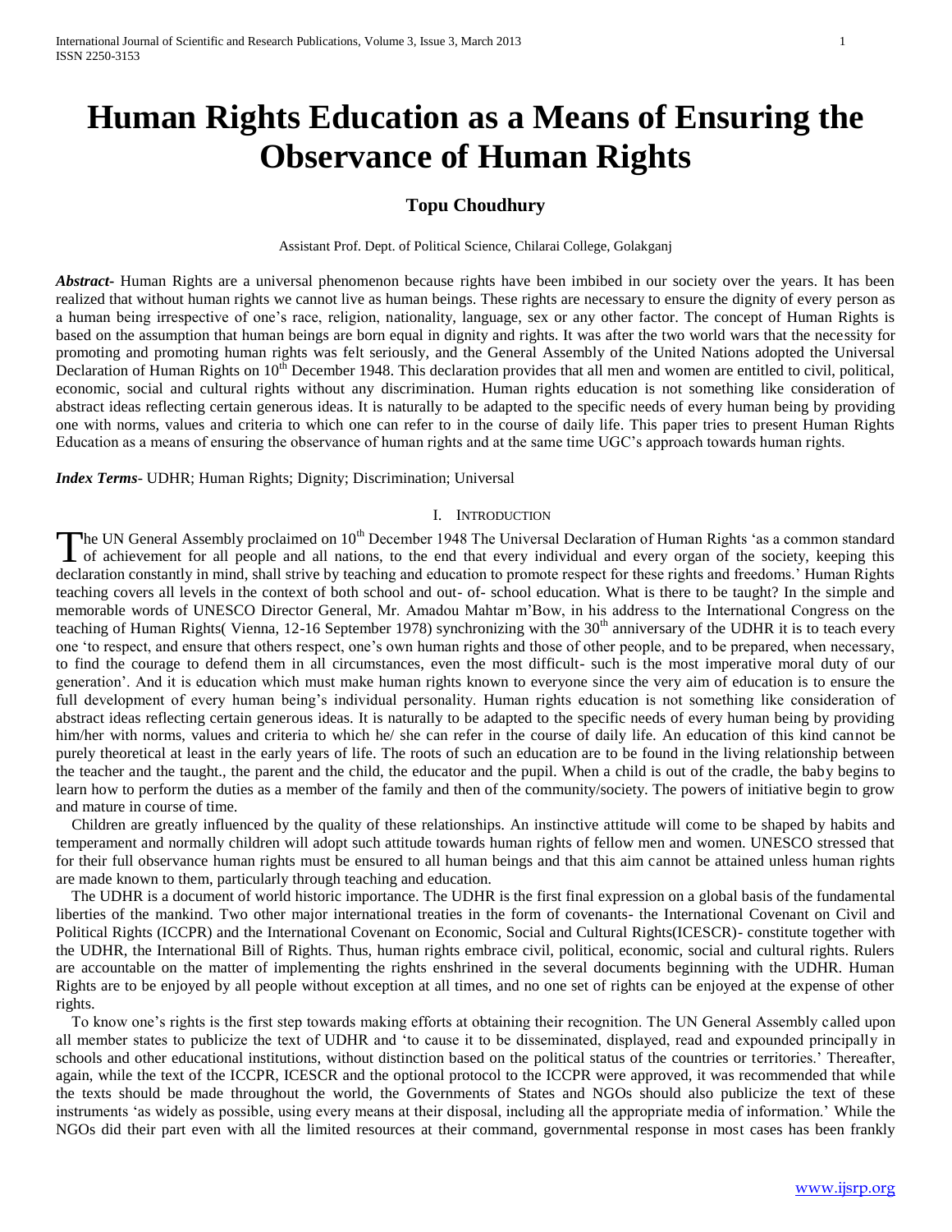# Human Rights Education as a Means of Ensuring the Observance of Human Rights

**Topu Choudhury**

Assistant Prof. Dept. of Political Science, Chilarai College, Golakganj

***Abstract*-** Human Rights are a universal phenomenon because rights have been imbibed in our society over the years. It has been realized that without human rights we cannot live as human beings. These rights are necessary to ensure the dignity of every person as a human being irrespective of one's race, religion, nationality, language, sex or any other factor. The concept of Human Rights is based on the assumption that human beings are born equal in dignity and rights. It was after the two world wars that the necessity for promoting and promoting human rights was felt seriously, and the General Assembly of the United Nations adopted the Universal Declaration of Human Rights on 10th December 1948. This declaration provides that all men and women are entitled to civil, political, economic, social and cultural rights without any discrimination. Human rights education is not something like consideration of abstract ideas reflecting certain generous ideas. It is naturally to be adapted to the specific needs of every human being by providing one with norms, values and criteria to which one can refer to in the course of daily life. This paper tries to present Human Rights Education as a means of ensuring the observance of human rights and at the same time UGC's approach towards human rights.

***Index Terms*-** UDHR; Human Rights; Dignity; Discrimination; Universal

## I. Introduction

The UN General Assembly proclaimed on 10th December 1948 The Universal Declaration of Human Rights 'as a common standard of achievement for all people and all nations, to the end that every individual and every organ of the society, keeping this declaration constantly in mind, shall strive by teaching and education to promote respect for these rights and freedoms.' Human Rights teaching covers all levels in the context of both school and out- of- school education. What is there to be taught? In the simple and memorable words of UNESCO Director General, Mr. Amadou Mahtar m'Bow, in his address to the International Congress on the teaching of Human Rights( Vienna, 12-16 September 1978) synchronizing with the 30th anniversary of the UDHR it is to teach every one 'to respect, and ensure that others respect, one's own human rights and those of other people, and to be prepared, when necessary, to find the courage to defend them in all circumstances, even the most difficult- such is the most imperative moral duty of our generation'. And it is education which must make human rights known to everyone since the very aim of education is to ensure the full development of every human being's individual personality. Human rights education is not something like consideration of abstract ideas reflecting certain generous ideas. It is naturally to be adapted to the specific needs of every human being by providing him/her with norms, values and criteria to which he/ she can refer in the course of daily life. An education of this kind cannot be purely theoretical at least in the early years of life. The roots of such an education are to be found in the living relationship between the teacher and the taught., the parent and the child, the educator and the pupil. When a child is out of the cradle, the baby begins to learn how to perform the duties as a member of the family and then of the community/society. The powers of initiative begin to grow and mature in course of time.

Children are greatly influenced by the quality of these relationships. An instinctive attitude will come to be shaped by habits and temperament and normally children will adopt such attitude towards human rights of fellow men and women. UNESCO stressed that for their full observance human rights must be ensured to all human beings and that this aim cannot be attained unless human rights are made known to them, particularly through teaching and education.

The UDHR is a document of world historic importance. The UDHR is the first final expression on a global basis of the fundamental liberties of the mankind. Two other major international treaties in the form of covenants- the International Covenant on Civil and Political Rights (ICCPR) and the International Covenant on Economic, Social and Cultural Rights(ICESCR)- constitute together with the UDHR, the International Bill of Rights. Thus, human rights embrace civil, political, economic, social and cultural rights. Rulers are accountable on the matter of implementing the rights enshrined in the several documents beginning with the UDHR. Human Rights are to be enjoyed by all people without exception at all times, and no one set of rights can be enjoyed at the expense of other rights.

To know one's rights is the first step towards making efforts at obtaining their recognition. The UN General Assembly called upon all member states to publicize the text of UDHR and 'to cause it to be disseminated, displayed, read and expounded principally in schools and other educational institutions, without distinction based on the political status of the countries or territories.' Thereafter, again, while the text of the ICCPR, ICESCR and the optional protocol to the ICCPR were approved, it was recommended that while the texts should be made throughout the world, the Governments of States and NGOs should also publicize the text of these instruments 'as widely as possible, using every means at their disposal, including all the appropriate media of information.' While the NGOs did their part even with all the limited resources at their command, governmental response in most cases has been frankly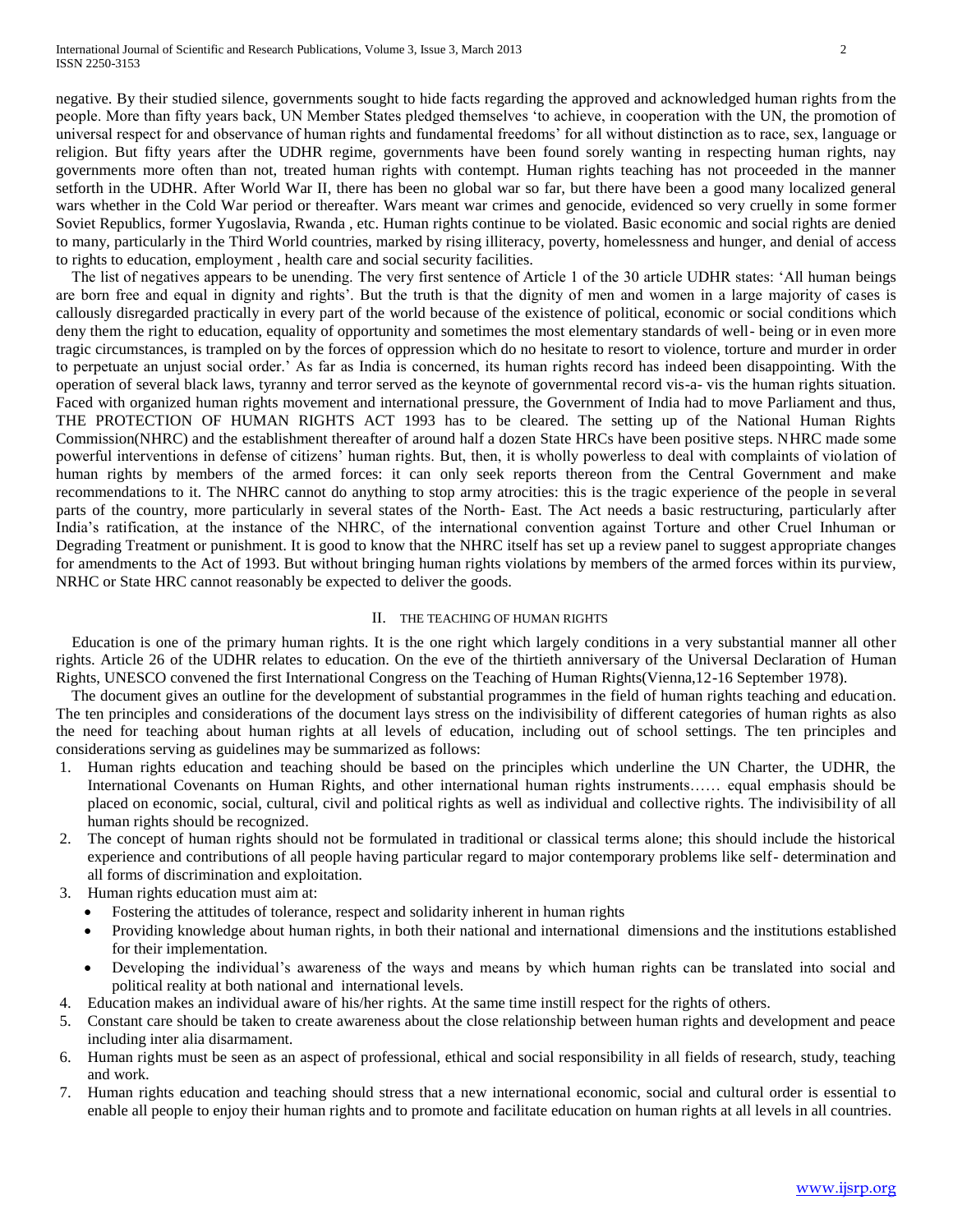negative. By their studied silence, governments sought to hide facts regarding the approved and acknowledged human rights from the people. More than fifty years back, UN Member States pledged themselves 'to achieve, in cooperation with the UN, the promotion of universal respect for and observance of human rights and fundamental freedoms' for all without distinction as to race, sex, language or religion. But fifty years after the UDHR regime, governments have been found sorely wanting in respecting human rights, nay governments more often than not, treated human rights with contempt. Human rights teaching has not proceeded in the manner setforth in the UDHR. After World War II, there has been no global war so far, but there have been a good many localized general wars whether in the Cold War period or thereafter. Wars meant war crimes and genocide, evidenced so very cruelly in some former Soviet Republics, former Yugoslavia, Rwanda , etc. Human rights continue to be violated. Basic economic and social rights are denied to many, particularly in the Third World countries, marked by rising illiteracy, poverty, homelessness and hunger, and denial of access to rights to education, employment , health care and social security facilities.

The list of negatives appears to be unending. The very first sentence of Article 1 of the 30 article UDHR states: 'All human beings are born free and equal in dignity and rights'. But the truth is that the dignity of men and women in a large majority of cases is callously disregarded practically in every part of the world because of the existence of political, economic or social conditions which deny them the right to education, equality of opportunity and sometimes the most elementary standards of well- being or in even more tragic circumstances, is trampled on by the forces of oppression which do no hesitate to resort to violence, torture and murder in order to perpetuate an unjust social order.' As far as India is concerned, its human rights record has indeed been disappointing. With the operation of several black laws, tyranny and terror served as the keynote of governmental record vis-a- vis the human rights situation. Faced with organized human rights movement and international pressure, the Government of India had to move Parliament and thus, THE PROTECTION OF HUMAN RIGHTS ACT 1993 has to be cleared. The setting up of the National Human Rights Commission(NHRC) and the establishment thereafter of around half a dozen State HRCs have been positive steps. NHRC made some powerful interventions in defense of citizens' human rights. But, then, it is wholly powerless to deal with complaints of violation of human rights by members of the armed forces: it can only seek reports thereon from the Central Government and make recommendations to it. The NHRC cannot do anything to stop army atrocities: this is the tragic experience of the people in several parts of the country, more particularly in several states of the North- East. The Act needs a basic restructuring, particularly after India's ratification, at the instance of the NHRC, of the international convention against Torture and other Cruel Inhuman or Degrading Treatment or punishment. It is good to know that the NHRC itself has set up a review panel to suggest appropriate changes for amendments to the Act of 1993. But without bringing human rights violations by members of the armed forces within its purview, NRHC or State HRC cannot reasonably be expected to deliver the goods.

## II. THE TEACHING OF HUMAN RIGHTS

Education is one of the primary human rights. It is the one right which largely conditions in a very substantial manner all other rights. Article 26 of the UDHR relates to education. On the eve of the thirtieth anniversary of the Universal Declaration of Human Rights, UNESCO convened the first International Congress on the Teaching of Human Rights(Vienna,12-16 September 1978).

The document gives an outline for the development of substantial programmes in the field of human rights teaching and education. The ten principles and considerations of the document lays stress on the indivisibility of different categories of human rights as also the need for teaching about human rights at all levels of education, including out of school settings. The ten principles and considerations serving as guidelines may be summarized as follows:

1. Human rights education and teaching should be based on the principles which underline the UN Charter, the UDHR, the International Covenants on Human Rights, and other international human rights instruments…… equal emphasis should be placed on economic, social, cultural, civil and political rights as well as individual and collective rights. The indivisibility of all human rights should be recognized.
2. The concept of human rights should not be formulated in traditional or classical terms alone; this should include the historical experience and contributions of all people having particular regard to major contemporary problems like self- determination and all forms of discrimination and exploitation.
3. Human rights education must aim at:
   - Fostering the attitudes of tolerance, respect and solidarity inherent in human rights
   - Providing knowledge about human rights, in both their national and international dimensions and the institutions established for their implementation.
   - Developing the individual's awareness of the ways and means by which human rights can be translated into social and political reality at both national and international levels.
4. Education makes an individual aware of his/her rights. At the same time instill respect for the rights of others.
5. Constant care should be taken to create awareness about the close relationship between human rights and development and peace including inter alia disarmament.
6. Human rights must be seen as an aspect of professional, ethical and social responsibility in all fields of research, study, teaching and work.
7. Human rights education and teaching should stress that a new international economic, social and cultural order is essential to enable all people to enjoy their human rights and to promote and facilitate education on human rights at all levels in all countries.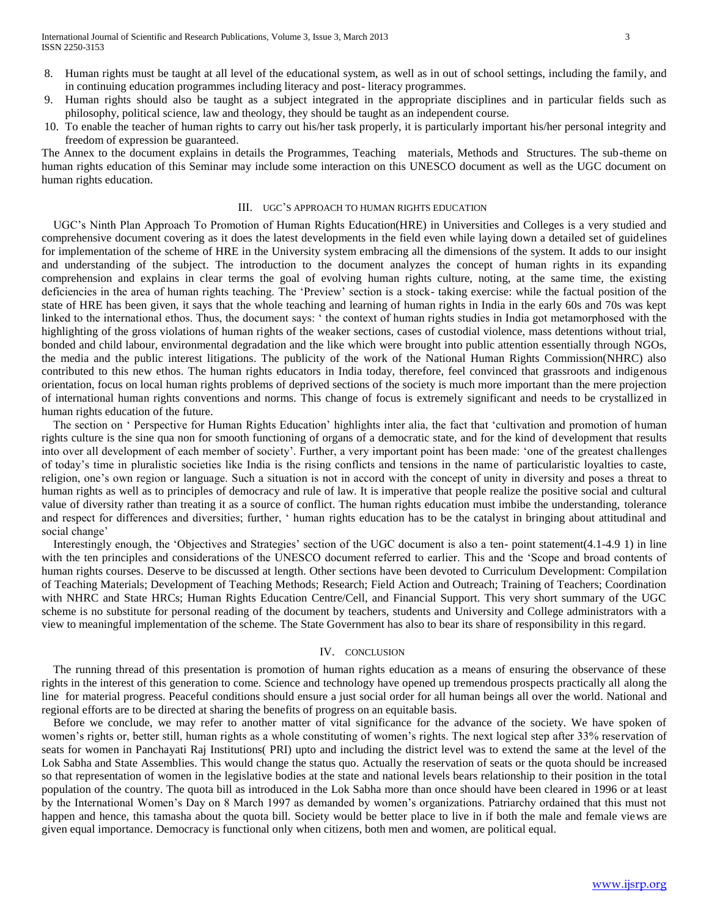8. Human rights must be taught at all level of the educational system, as well as in out of school settings, including the family, and in continuing education programmes including literacy and post- literacy programmes.
9. Human rights should also be taught as a subject integrated in the appropriate disciplines and in particular fields such as philosophy, political science, law and theology, they should be taught as an independent course.
10. To enable the teacher of human rights to carry out his/her task properly, it is particularly important his/her personal integrity and freedom of expression be guaranteed.

The Annex to the document explains in details the Programmes, Teaching materials, Methods and Structures. The sub-theme on human rights education of this Seminar may include some interaction on this UNESCO document as well as the UGC document on human rights education.

## III. UGC'S APPROACH TO HUMAN RIGHTS EDUCATION

UGC's Ninth Plan Approach To Promotion of Human Rights Education(HRE) in Universities and Colleges is a very studied and comprehensive document covering as it does the latest developments in the field even while laying down a detailed set of guidelines for implementation of the scheme of HRE in the University system embracing all the dimensions of the system. It adds to our insight and understanding of the subject. The introduction to the document analyzes the concept of human rights in its expanding comprehension and explains in clear terms the goal of evolving human rights culture, noting, at the same time, the existing deficiencies in the area of human rights teaching. The 'Preview' section is a stock- taking exercise: while the factual position of the state of HRE has been given, it says that the whole teaching and learning of human rights in India in the early 60s and 70s was kept linked to the international ethos. Thus, the document says: ' the context of human rights studies in India got metamorphosed with the highlighting of the gross violations of human rights of the weaker sections, cases of custodial violence, mass detentions without trial, bonded and child labour, environmental degradation and the like which were brought into public attention essentially through NGOs, the media and the public interest litigations. The publicity of the work of the National Human Rights Commission(NHRC) also contributed to this new ethos. The human rights educators in India today, therefore, feel convinced that grassroots and indigenous orientation, focus on local human rights problems of deprived sections of the society is much more important than the mere projection of international human rights conventions and norms. This change of focus is extremely significant and needs to be crystallized in human rights education of the future.

The section on ' Perspective for Human Rights Education' highlights inter alia, the fact that 'cultivation and promotion of human rights culture is the sine qua non for smooth functioning of organs of a democratic state, and for the kind of development that results into over all development of each member of society'. Further, a very important point has been made: 'one of the greatest challenges of today's time in pluralistic societies like India is the rising conflicts and tensions in the name of particularistic loyalties to caste, religion, one's own region or language. Such a situation is not in accord with the concept of unity in diversity and poses a threat to human rights as well as to principles of democracy and rule of law. It is imperative that people realize the positive social and cultural value of diversity rather than treating it as a source of conflict. The human rights education must imbibe the understanding, tolerance and respect for differences and diversities; further, ' human rights education has to be the catalyst in bringing about attitudinal and social change'

Interestingly enough, the 'Objectives and Strategies' section of the UGC document is also a ten- point statement(4.1-4.9 1) in line with the ten principles and considerations of the UNESCO document referred to earlier. This and the 'Scope and broad contents of human rights courses. Deserve to be discussed at length. Other sections have been devoted to Curriculum Development: Compilation of Teaching Materials; Development of Teaching Methods; Research; Field Action and Outreach; Training of Teachers; Coordination with NHRC and State HRCs; Human Rights Education Centre/Cell, and Financial Support. This very short summary of the UGC scheme is no substitute for personal reading of the document by teachers, students and University and College administrators with a view to meaningful implementation of the scheme. The State Government has also to bear its share of responsibility in this regard.

## IV. CONCLUSION

The running thread of this presentation is promotion of human rights education as a means of ensuring the observance of these rights in the interest of this generation to come. Science and technology have opened up tremendous prospects practically all along the line for material progress. Peaceful conditions should ensure a just social order for all human beings all over the world. National and regional efforts are to be directed at sharing the benefits of progress on an equitable basis.

Before we conclude, we may refer to another matter of vital significance for the advance of the society. We have spoken of women's rights or, better still, human rights as a whole constituting of women's rights. The next logical step after 33% reservation of seats for women in Panchayati Raj Institutions( PRI) upto and including the district level was to extend the same at the level of the Lok Sabha and State Assemblies. This would change the status quo. Actually the reservation of seats or the quota should be increased so that representation of women in the legislative bodies at the state and national levels bears relationship to their position in the total population of the country. The quota bill as introduced in the Lok Sabha more than once should have been cleared in 1996 or at least by the International Women's Day on 8 March 1997 as demanded by women's organizations. Patriarchy ordained that this must not happen and hence, this tamasha about the quota bill. Society would be better place to live in if both the male and female views are given equal importance. Democracy is functional only when citizens, both men and women, are political equal.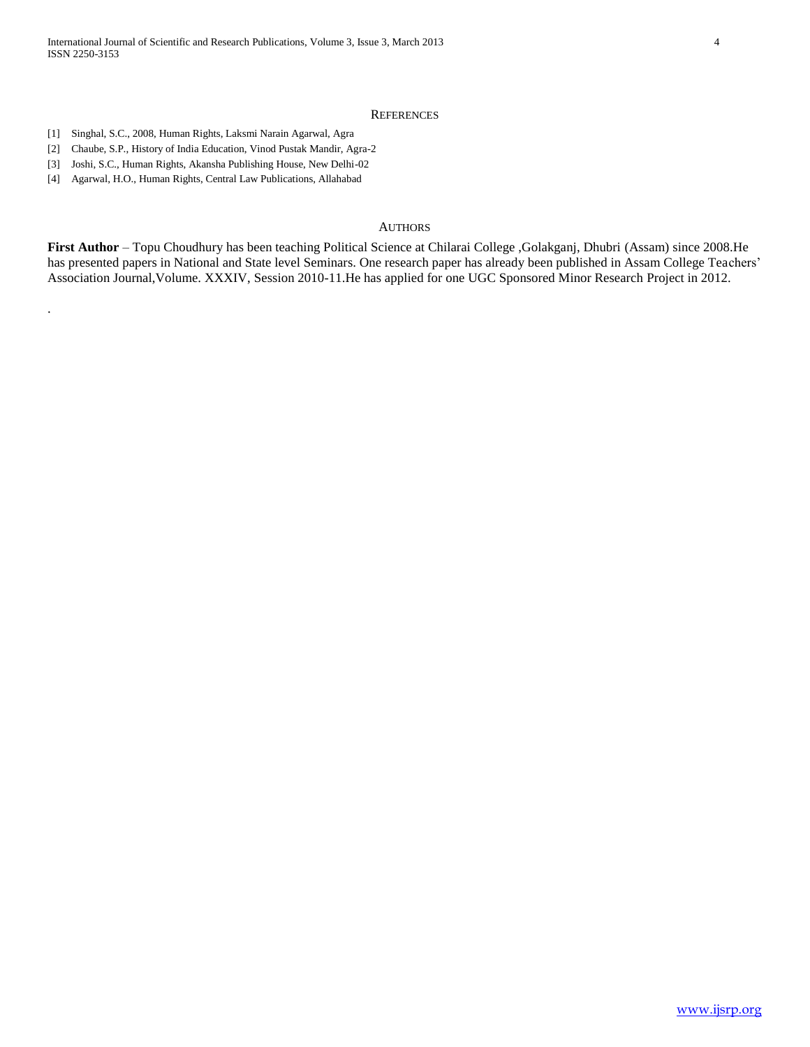## REFERENCES

[1] Singhal, S.C., 2008, Human Rights, Laksmi Narain Agarwal, Agra

[2] Chaube, S.P., History of India Education, Vinod Pustak Mandir, Agra-2

[3] Joshi, S.C., Human Rights, Akansha Publishing House, New Delhi-02

[4] Agarwal, H.O., Human Rights, Central Law Publications, Allahabad

## AUTHORS

**First Author** – Topu Choudhury has been teaching Political Science at Chilarai College ,Golakganj, Dhubri (Assam) since 2008.He has presented papers in National and State level Seminars. One research paper has already been published in Assam College Teachers' Association Journal,Volume. XXXIV, Session 2010-11.He has applied for one UGC Sponsored Minor Research Project in 2012.

.